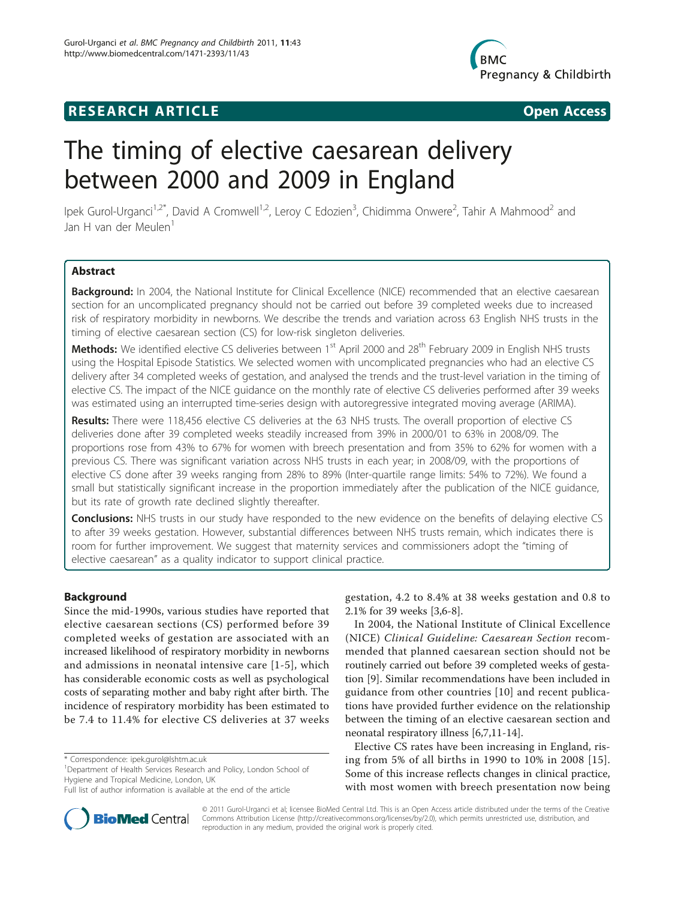**RESEARCH ARTICLE** **Open Access**

# The timing of elective caesarean delivery between 2000 and 2009 in England

Ipek Gurol-Urganci[1,2*], David A Cromwell[1,2], Leroy C Edozien[3], Chidimma Onwere[2], Tahir A Mahmood[2] and Jan H van der Meulen[1]

## Abstract

**Background:** In 2004, the National Institute for Clinical Excellence (NICE) recommended that an elective caesarean section for an uncomplicated pregnancy should not be carried out before 39 completed weeks due to increased risk of respiratory morbidity in newborns. We describe the trends and variation across 63 English NHS trusts in the timing of elective caesarean section (CS) for low-risk singleton deliveries.

**Methods:** We identified elective CS deliveries between 1st April 2000 and 28th February 2009 in English NHS trusts using the Hospital Episode Statistics. We selected women with uncomplicated pregnancies who had an elective CS delivery after 34 completed weeks of gestation, and analysed the trends and the trust-level variation in the timing of elective CS. The impact of the NICE guidance on the monthly rate of elective CS deliveries performed after 39 weeks was estimated using an interrupted time-series design with autoregressive integrated moving average (ARIMA).

**Results:** There were 118,456 elective CS deliveries at the 63 NHS trusts. The overall proportion of elective CS deliveries done after 39 completed weeks steadily increased from 39% in 2000/01 to 63% in 2008/09. The proportions rose from 43% to 67% for women with breech presentation and from 35% to 62% for women with a previous CS. There was significant variation across NHS trusts in each year; in 2008/09, with the proportions of elective CS done after 39 weeks ranging from 28% to 89% (Inter-quartile range limits: 54% to 72%). We found a small but statistically significant increase in the proportion immediately after the publication of the NICE guidance, but its rate of growth rate declined slightly thereafter.

**Conclusions:** NHS trusts in our study have responded to the new evidence on the benefits of delaying elective CS to after 39 weeks gestation. However, substantial differences between NHS trusts remain, which indicates there is room for further improvement. We suggest that maternity services and commissioners adopt the "timing of elective caesarean" as a quality indicator to support clinical practice.

## Background

Since the mid-1990s, various studies have reported that elective caesarean sections (CS) performed before 39 completed weeks of gestation are associated with an increased likelihood of respiratory morbidity in newborns and admissions in neonatal intensive care [1-5], which has considerable economic costs as well as psychological costs of separating mother and baby right after birth. The incidence of respiratory morbidity has been estimated to be 7.4 to 11.4% for elective CS deliveries at 37 weeks gestation, 4.2 to 8.4% at 38 weeks gestation and 0.8 to 2.1% for 39 weeks [3,6-8].

In 2004, the National Institute of Clinical Excellence (NICE) *Clinical Guideline: Caesarean Section* recommended that planned caesarean section should not be routinely carried out before 39 completed weeks of gestation [9]. Similar recommendations have been included in guidance from other countries [10] and recent publications have provided further evidence on the relationship between the timing of an elective caesarean section and neonatal respiratory illness [6,7,11-14].

Elective CS rates have been increasing in England, rising from 5% of all births in 1990 to 10% in 2008 [15]. Some of this increase reflects changes in clinical practice, with most women with breech presentation now being

\* Correspondence: ipek.gurol@lshtm.ac.uk
[1]Department of Health Services Research and Policy, London School of Hygiene and Tropical Medicine, London, UK
Full list of author information is available at the end of the article

© 2011 Gurol-Urganci et al; licensee BioMed Central Ltd. This is an Open Access article distributed under the terms of the Creative Commons Attribution License (http://creativecommons.org/licenses/by/2.0), which permits unrestricted use, distribution, and reproduction in any medium, provided the original work is properly cited.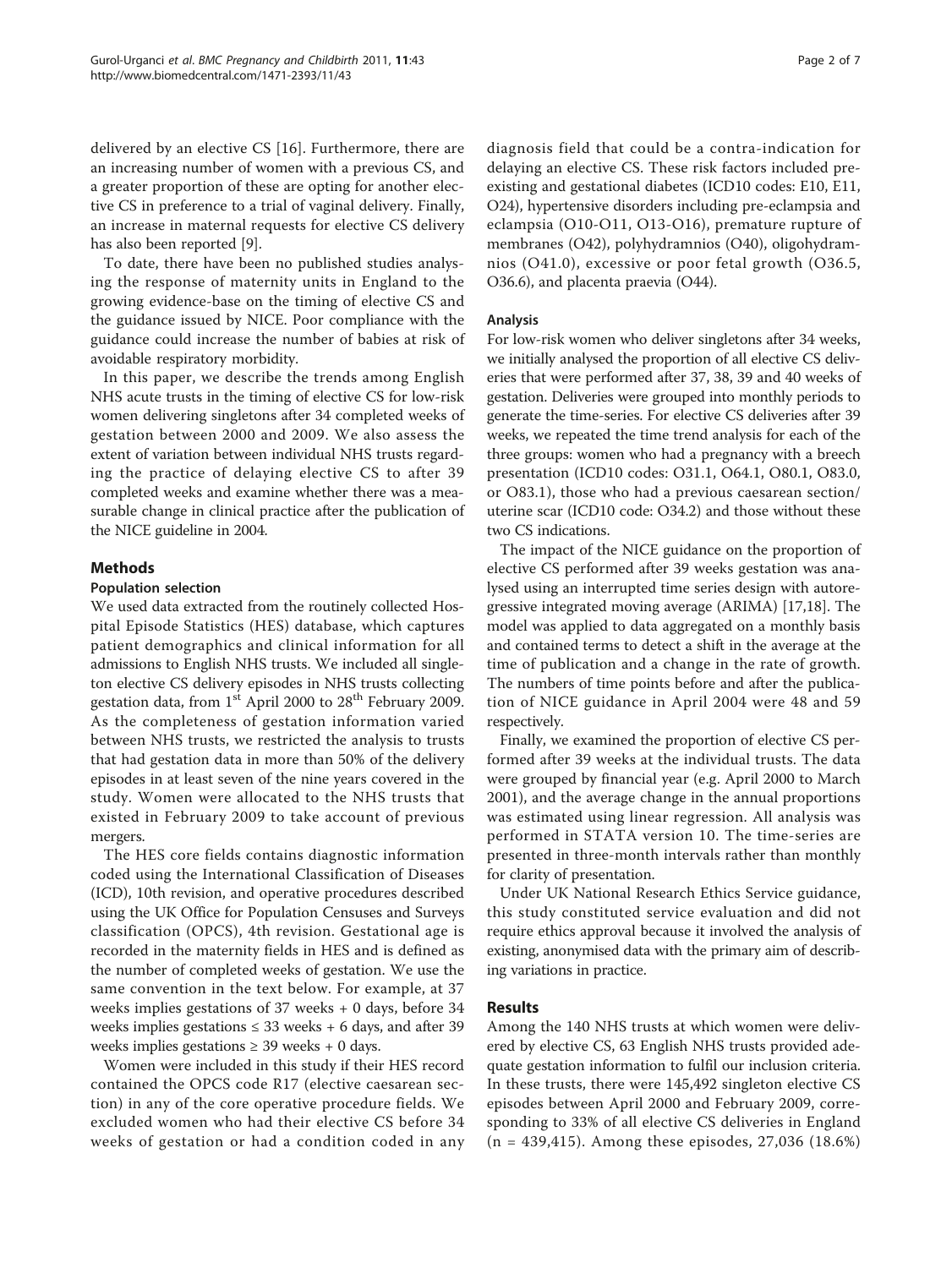delivered by an elective CS [16]. Furthermore, there are an increasing number of women with a previous CS, and a greater proportion of these are opting for another elective CS in preference to a trial of vaginal delivery. Finally, an increase in maternal requests for elective CS delivery has also been reported [9].

To date, there have been no published studies analysing the response of maternity units in England to the growing evidence-base on the timing of elective CS and the guidance issued by NICE. Poor compliance with the guidance could increase the number of babies at risk of avoidable respiratory morbidity.

In this paper, we describe the trends among English NHS acute trusts in the timing of elective CS for low-risk women delivering singletons after 34 completed weeks of gestation between 2000 and 2009. We also assess the extent of variation between individual NHS trusts regarding the practice of delaying elective CS to after 39 completed weeks and examine whether there was a measurable change in clinical practice after the publication of the NICE guideline in 2004.

## Methods

### Population selection

We used data extracted from the routinely collected Hospital Episode Statistics (HES) database, which captures patient demographics and clinical information for all admissions to English NHS trusts. We included all singleton elective CS delivery episodes in NHS trusts collecting gestation data, from 1st April 2000 to 28th February 2009. As the completeness of gestation information varied between NHS trusts, we restricted the analysis to trusts that had gestation data in more than 50% of the delivery episodes in at least seven of the nine years covered in the study. Women were allocated to the NHS trusts that existed in February 2009 to take account of previous mergers.

The HES core fields contains diagnostic information coded using the International Classification of Diseases (ICD), 10th revision, and operative procedures described using the UK Office for Population Censuses and Surveys classification (OPCS), 4th revision. Gestational age is recorded in the maternity fields in HES and is defined as the number of completed weeks of gestation. We use the same convention in the text below. For example, at 37 weeks implies gestations of 37 weeks + 0 days, before 34 weeks implies gestations ≤ 33 weeks + 6 days, and after 39 weeks implies gestations ≥ 39 weeks + 0 days.

Women were included in this study if their HES record contained the OPCS code R17 (elective caesarean section) in any of the core operative procedure fields. We excluded women who had their elective CS before 34 weeks of gestation or had a condition coded in any diagnosis field that could be a contra-indication for delaying an elective CS. These risk factors included pre-existing and gestational diabetes (ICD10 codes: E10, E11, O24), hypertensive disorders including pre-eclampsia and eclampsia (O10-O11, O13-O16), premature rupture of membranes (O42), polyhydramnios (O40), oligohydramnios (O41.0), excessive or poor fetal growth (O36.5, O36.6), and placenta praevia (O44).

### Analysis

For low-risk women who deliver singletons after 34 weeks, we initially analysed the proportion of all elective CS deliveries that were performed after 37, 38, 39 and 40 weeks of gestation. Deliveries were grouped into monthly periods to generate the time-series. For elective CS deliveries after 39 weeks, we repeated the time trend analysis for each of the three groups: women who had a pregnancy with a breech presentation (ICD10 codes: O31.1, O64.1, O80.1, O83.0, or O83.1), those who had a previous caesarean section/uterine scar (ICD10 code: O34.2) and those without these two CS indications.

The impact of the NICE guidance on the proportion of elective CS performed after 39 weeks gestation was analysed using an interrupted time series design with autoregressive integrated moving average (ARIMA) [17,18]. The model was applied to data aggregated on a monthly basis and contained terms to detect a shift in the average at the time of publication and a change in the rate of growth. The numbers of time points before and after the publication of NICE guidance in April 2004 were 48 and 59 respectively.

Finally, we examined the proportion of elective CS performed after 39 weeks at the individual trusts. The data were grouped by financial year (e.g. April 2000 to March 2001), and the average change in the annual proportions was estimated using linear regression. All analysis was performed in STATA version 10. The time-series are presented in three-month intervals rather than monthly for clarity of presentation.

Under UK National Research Ethics Service guidance, this study constituted service evaluation and did not require ethics approval because it involved the analysis of existing, anonymised data with the primary aim of describing variations in practice.

## Results

Among the 140 NHS trusts at which women were delivered by elective CS, 63 English NHS trusts provided adequate gestation information to fulfil our inclusion criteria. In these trusts, there were 145,492 singleton elective CS episodes between April 2000 and February 2009, corresponding to 33% of all elective CS deliveries in England (n = 439,415). Among these episodes, 27,036 (18.6%)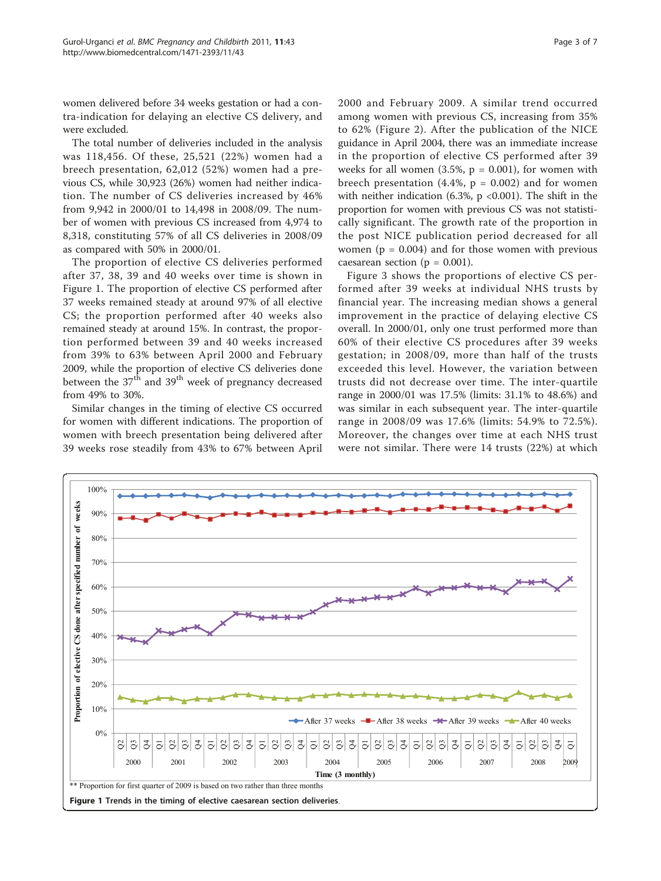women delivered before 34 weeks gestation or had a contra-indication for delaying an elective CS delivery, and were excluded.

The total number of deliveries included in the analysis was 118,456. Of these, 25,521 (22%) women had a breech presentation, 62,012 (52%) women had a previous CS, while 30,923 (26%) women had neither indication. The number of CS deliveries increased by 46% from 9,942 in 2000/01 to 14,498 in 2008/09. The number of women with previous CS increased from 4,974 to 8,318, constituting 57% of all CS deliveries in 2008/09 as compared with 50% in 2000/01.

The proportion of elective CS deliveries performed after 37, 38, 39 and 40 weeks over time is shown in Figure 1. The proportion of elective CS performed after 37 weeks remained steady at around 97% of all elective CS; the proportion performed after 40 weeks also remained steady at around 15%. In contrast, the proportion performed between 39 and 40 weeks increased from 39% to 63% between April 2000 and February 2009, while the proportion of elective CS deliveries done between the 37th and 39th week of pregnancy decreased from 49% to 30%.

Similar changes in the timing of elective CS occurred for women with different indications. The proportion of women with breech presentation being delivered after 39 weeks rose steadily from 43% to 67% between April 2000 and February 2009. A similar trend occurred among women with previous CS, increasing from 35% to 62% (Figure 2). After the publication of the NICE guidance in April 2004, there was an immediate increase in the proportion of elective CS performed after 39 weeks for all women (3.5%, p = 0.001), for women with breech presentation (4.4%, p = 0.002) and for women with neither indication (6.3%, p <0.001). The shift in the proportion for women with previous CS was not statistically significant. The growth rate of the proportion in the post NICE publication period decreased for all women (p = 0.004) and for those women with previous caesarean section (p = 0.001).

Figure 3 shows the proportions of elective CS performed after 39 weeks at individual NHS trusts by financial year. The increasing median shows a general improvement in the practice of delaying elective CS overall. In 2000/01, only one trust performed more than 60% of their elective CS procedures after 39 weeks gestation; in 2008/09, more than half of the trusts exceeded this level. However, the variation between trusts did not decrease over time. The inter-quartile range in 2000/01 was 17.5% (limits: 31.1% to 48.6%) and was similar in each subsequent year. The inter-quartile range in 2008/09 was 17.6% (limits: 54.9% to 72.5%). Moreover, the changes over time at each NHS trust were not similar. There were 14 trusts (22%) at which

** Proportion for first quarter of 2009 is based on two rather than three months

**Figure 1** Trends in the timing of elective caesarean section deliveries.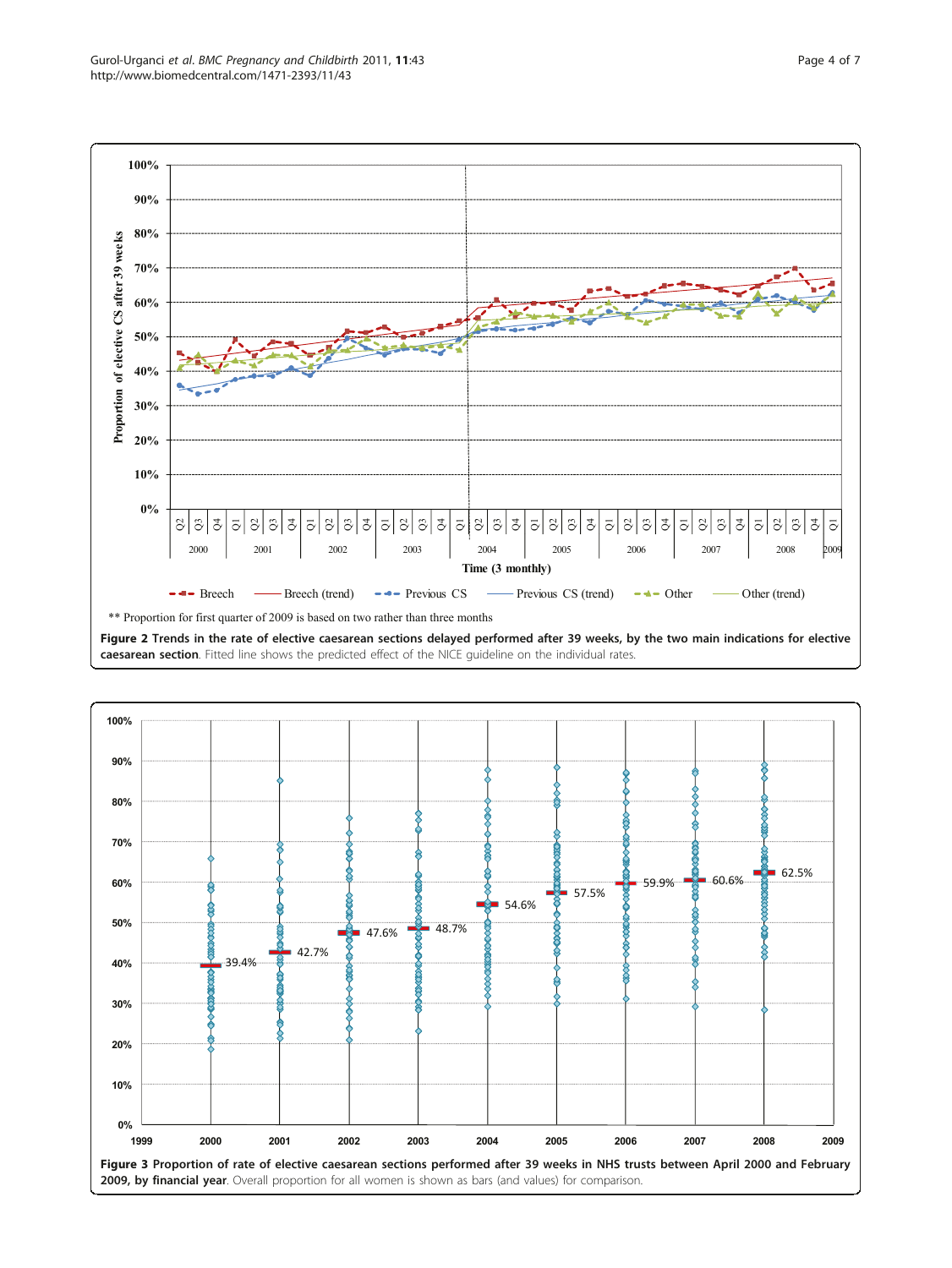** Proportion for first quarter of 2009 is based on two rather than three months

**Figure 2 Trends in the rate of elective caesarean sections delayed performed after 39 weeks, by the two main indications for elective caesarean section**. Fitted line shows the predicted effect of the NICE guideline on the individual rates.

**Figure 3 Proportion of rate of elective caesarean sections performed after 39 weeks in NHS trusts between April 2000 and February 2009, by financial year**. Overall proportion for all women is shown as bars (and values) for comparison.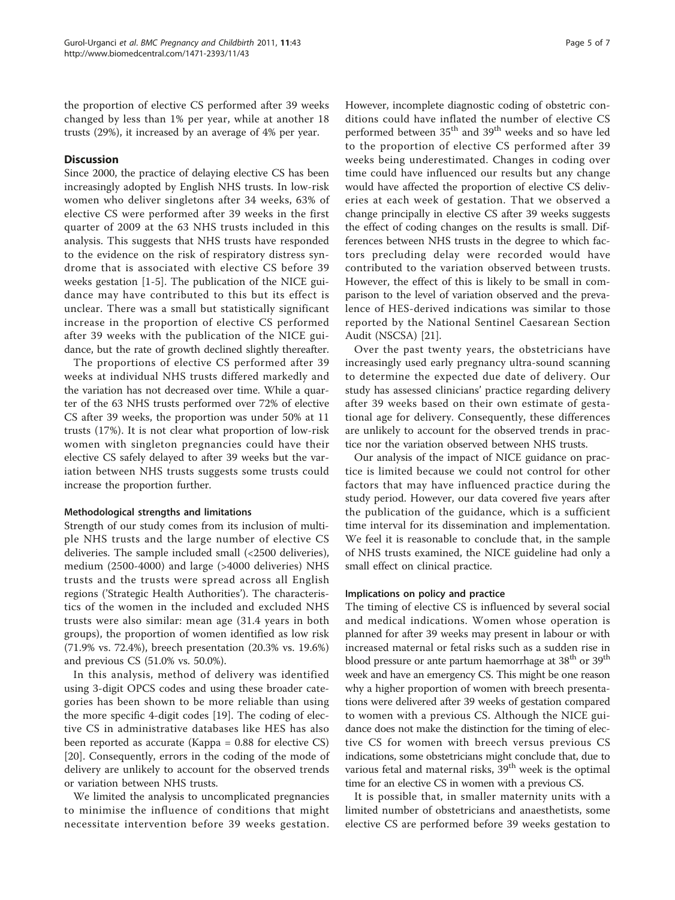the proportion of elective CS performed after 39 weeks changed by less than 1% per year, while at another 18 trusts (29%), it increased by an average of 4% per year.

## Discussion

Since 2000, the practice of delaying elective CS has been increasingly adopted by English NHS trusts. In low-risk women who deliver singletons after 34 weeks, 63% of elective CS were performed after 39 weeks in the first quarter of 2009 at the 63 NHS trusts included in this analysis. This suggests that NHS trusts have responded to the evidence on the risk of respiratory distress syndrome that is associated with elective CS before 39 weeks gestation [1-5]. The publication of the NICE guidance may have contributed to this but its effect is unclear. There was a small but statistically significant increase in the proportion of elective CS performed after 39 weeks with the publication of the NICE guidance, but the rate of growth declined slightly thereafter.

The proportions of elective CS performed after 39 weeks at individual NHS trusts differed markedly and the variation has not decreased over time. While a quarter of the 63 NHS trusts performed over 72% of elective CS after 39 weeks, the proportion was under 50% at 11 trusts (17%). It is not clear what proportion of low-risk women with singleton pregnancies could have their elective CS safely delayed to after 39 weeks but the variation between NHS trusts suggests some trusts could increase the proportion further.

### Methodological strengths and limitations

Strength of our study comes from its inclusion of multiple NHS trusts and the large number of elective CS deliveries. The sample included small (<2500 deliveries), medium (2500-4000) and large (>4000 deliveries) NHS trusts and the trusts were spread across all English regions ('Strategic Health Authorities'). The characteristics of the women in the included and excluded NHS trusts were also similar: mean age (31.4 years in both groups), the proportion of women identified as low risk (71.9% vs. 72.4%), breech presentation (20.3% vs. 19.6%) and previous CS (51.0% vs. 50.0%).

In this analysis, method of delivery was identified using 3-digit OPCS codes and using these broader categories has been shown to be more reliable than using the more specific 4-digit codes [19]. The coding of elective CS in administrative databases like HES has also been reported as accurate (Kappa = 0.88 for elective CS) [20]. Consequently, errors in the coding of the mode of delivery are unlikely to account for the observed trends or variation between NHS trusts.

We limited the analysis to uncomplicated pregnancies to minimise the influence of conditions that might necessitate intervention before 39 weeks gestation. However, incomplete diagnostic coding of obstetric conditions could have inflated the number of elective CS performed between 35th and 39th weeks and so have led to the proportion of elective CS performed after 39 weeks being underestimated. Changes in coding over time could have influenced our results but any change would have affected the proportion of elective CS deliveries at each week of gestation. That we observed a change principally in elective CS after 39 weeks suggests the effect of coding changes on the results is small. Differences between NHS trusts in the degree to which factors precluding delay were recorded would have contributed to the variation observed between trusts. However, the effect of this is likely to be small in comparison to the level of variation observed and the prevalence of HES-derived indications was similar to those reported by the National Sentinel Caesarean Section Audit (NSCSA) [21].

Over the past twenty years, the obstetricians have increasingly used early pregnancy ultra-sound scanning to determine the expected due date of delivery. Our study has assessed clinicians' practice regarding delivery after 39 weeks based on their own estimate of gestational age for delivery. Consequently, these differences are unlikely to account for the observed trends in practice nor the variation observed between NHS trusts.

Our analysis of the impact of NICE guidance on practice is limited because we could not control for other factors that may have influenced practice during the study period. However, our data covered five years after the publication of the guidance, which is a sufficient time interval for its dissemination and implementation. We feel it is reasonable to conclude that, in the sample of NHS trusts examined, the NICE guideline had only a small effect on clinical practice.

### Implications on policy and practice

The timing of elective CS is influenced by several social and medical indications. Women whose operation is planned for after 39 weeks may present in labour or with increased maternal or fetal risks such as a sudden rise in blood pressure or ante partum haemorrhage at 38th or 39th week and have an emergency CS. This might be one reason why a higher proportion of women with breech presentations were delivered after 39 weeks of gestation compared to women with a previous CS. Although the NICE guidance does not make the distinction for the timing of elective CS for women with breech versus previous CS indications, some obstetricians might conclude that, due to various fetal and maternal risks, 39th week is the optimal time for an elective CS in women with a previous CS.

It is possible that, in smaller maternity units with a limited number of obstetricians and anaesthetists, some elective CS are performed before 39 weeks gestation to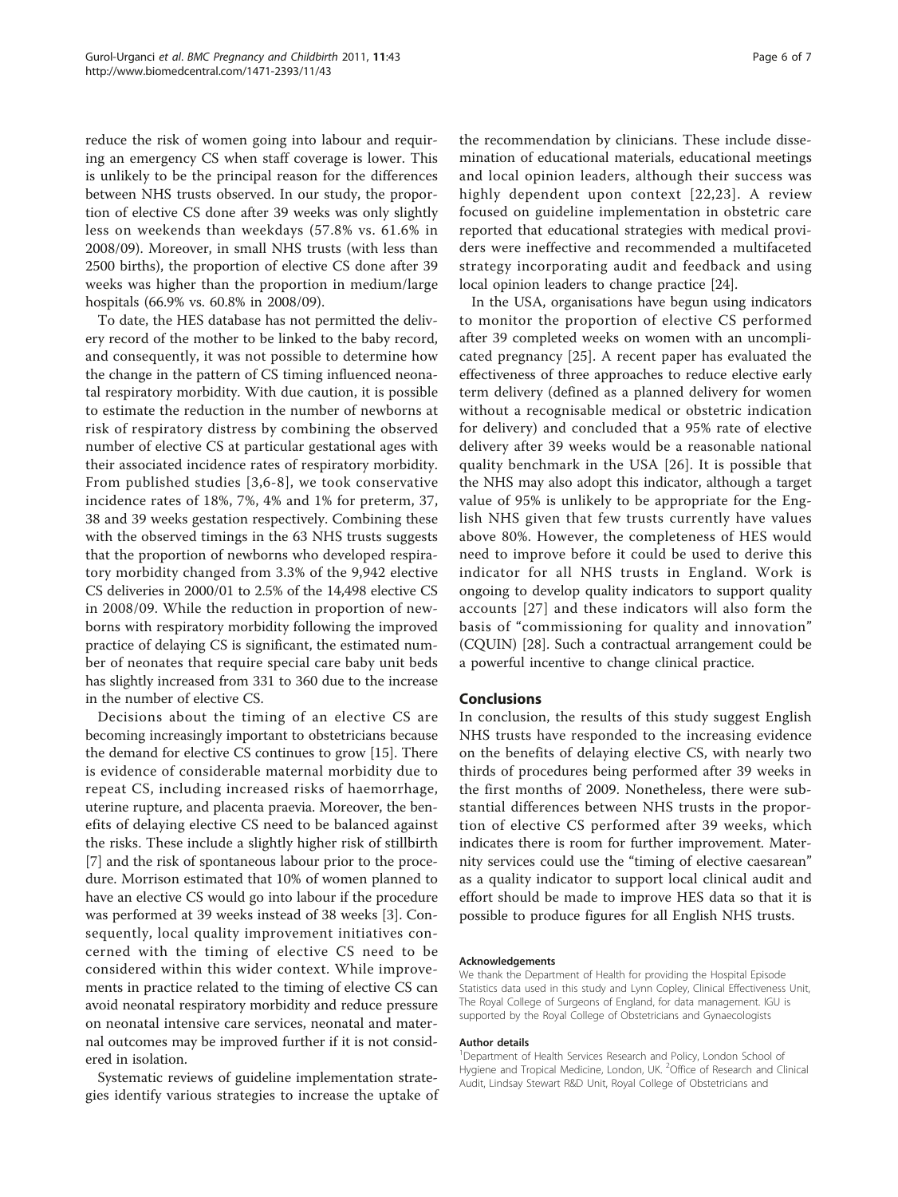reduce the risk of women going into labour and requiring an emergency CS when staff coverage is lower. This is unlikely to be the principal reason for the differences between NHS trusts observed. In our study, the proportion of elective CS done after 39 weeks was only slightly less on weekends than weekdays (57.8% vs. 61.6% in 2008/09). Moreover, in small NHS trusts (with less than 2500 births), the proportion of elective CS done after 39 weeks was higher than the proportion in medium/large hospitals (66.9% vs. 60.8% in 2008/09).

To date, the HES database has not permitted the delivery record of the mother to be linked to the baby record, and consequently, it was not possible to determine how the change in the pattern of CS timing influenced neonatal respiratory morbidity. With due caution, it is possible to estimate the reduction in the number of newborns at risk of respiratory distress by combining the observed number of elective CS at particular gestational ages with their associated incidence rates of respiratory morbidity. From published studies [3,6-8], we took conservative incidence rates of 18%, 7%, 4% and 1% for preterm, 37, 38 and 39 weeks gestation respectively. Combining these with the observed timings in the 63 NHS trusts suggests that the proportion of newborns who developed respiratory morbidity changed from 3.3% of the 9,942 elective CS deliveries in 2000/01 to 2.5% of the 14,498 elective CS in 2008/09. While the reduction in proportion of newborns with respiratory morbidity following the improved practice of delaying CS is significant, the estimated number of neonates that require special care baby unit beds has slightly increased from 331 to 360 due to the increase in the number of elective CS.

Decisions about the timing of an elective CS are becoming increasingly important to obstetricians because the demand for elective CS continues to grow [15]. There is evidence of considerable maternal morbidity due to repeat CS, including increased risks of haemorrhage, uterine rupture, and placenta praevia. Moreover, the benefits of delaying elective CS need to be balanced against the risks. These include a slightly higher risk of stillbirth [7] and the risk of spontaneous labour prior to the procedure. Morrison estimated that 10% of women planned to have an elective CS would go into labour if the procedure was performed at 39 weeks instead of 38 weeks [3]. Consequently, local quality improvement initiatives concerned with the timing of elective CS need to be considered within this wider context. While improvements in practice related to the timing of elective CS can avoid neonatal respiratory morbidity and reduce pressure on neonatal intensive care services, neonatal and maternal outcomes may be improved further if it is not considered in isolation.

Systematic reviews of guideline implementation strategies identify various strategies to increase the uptake of the recommendation by clinicians. These include dissemination of educational materials, educational meetings and local opinion leaders, although their success was highly dependent upon context [22,23]. A review focused on guideline implementation in obstetric care reported that educational strategies with medical providers were ineffective and recommended a multifaceted strategy incorporating audit and feedback and using local opinion leaders to change practice [24].

In the USA, organisations have begun using indicators to monitor the proportion of elective CS performed after 39 completed weeks on women with an uncomplicated pregnancy [25]. A recent paper has evaluated the effectiveness of three approaches to reduce elective early term delivery (defined as a planned delivery for women without a recognisable medical or obstetric indication for delivery) and concluded that a 95% rate of elective delivery after 39 weeks would be a reasonable national quality benchmark in the USA [26]. It is possible that the NHS may also adopt this indicator, although a target value of 95% is unlikely to be appropriate for the English NHS given that few trusts currently have values above 80%. However, the completeness of HES would need to improve before it could be used to derive this indicator for all NHS trusts in England. Work is ongoing to develop quality indicators to support quality accounts [27] and these indicators will also form the basis of "commissioning for quality and innovation" (CQUIN) [28]. Such a contractual arrangement could be a powerful incentive to change clinical practice.

## Conclusions

In conclusion, the results of this study suggest English NHS trusts have responded to the increasing evidence on the benefits of delaying elective CS, with nearly two thirds of procedures being performed after 39 weeks in the first months of 2009. Nonetheless, there were substantial differences between NHS trusts in the proportion of elective CS performed after 39 weeks, which indicates there is room for further improvement. Maternity services could use the "timing of elective caesarean" as a quality indicator to support local clinical audit and effort should be made to improve HES data so that it is possible to produce figures for all English NHS trusts.

#### Acknowledgements

We thank the Department of Health for providing the Hospital Episode Statistics data used in this study and Lynn Copley, Clinical Effectiveness Unit, The Royal College of Surgeons of England, for data management. IGU is supported by the Royal College of Obstetricians and Gynaecologists

#### Author details

[1]Department of Health Services Research and Policy, London School of Hygiene and Tropical Medicine, London, UK. [2]Office of Research and Clinical Audit, Lindsay Stewart R&D Unit, Royal College of Obstetricians and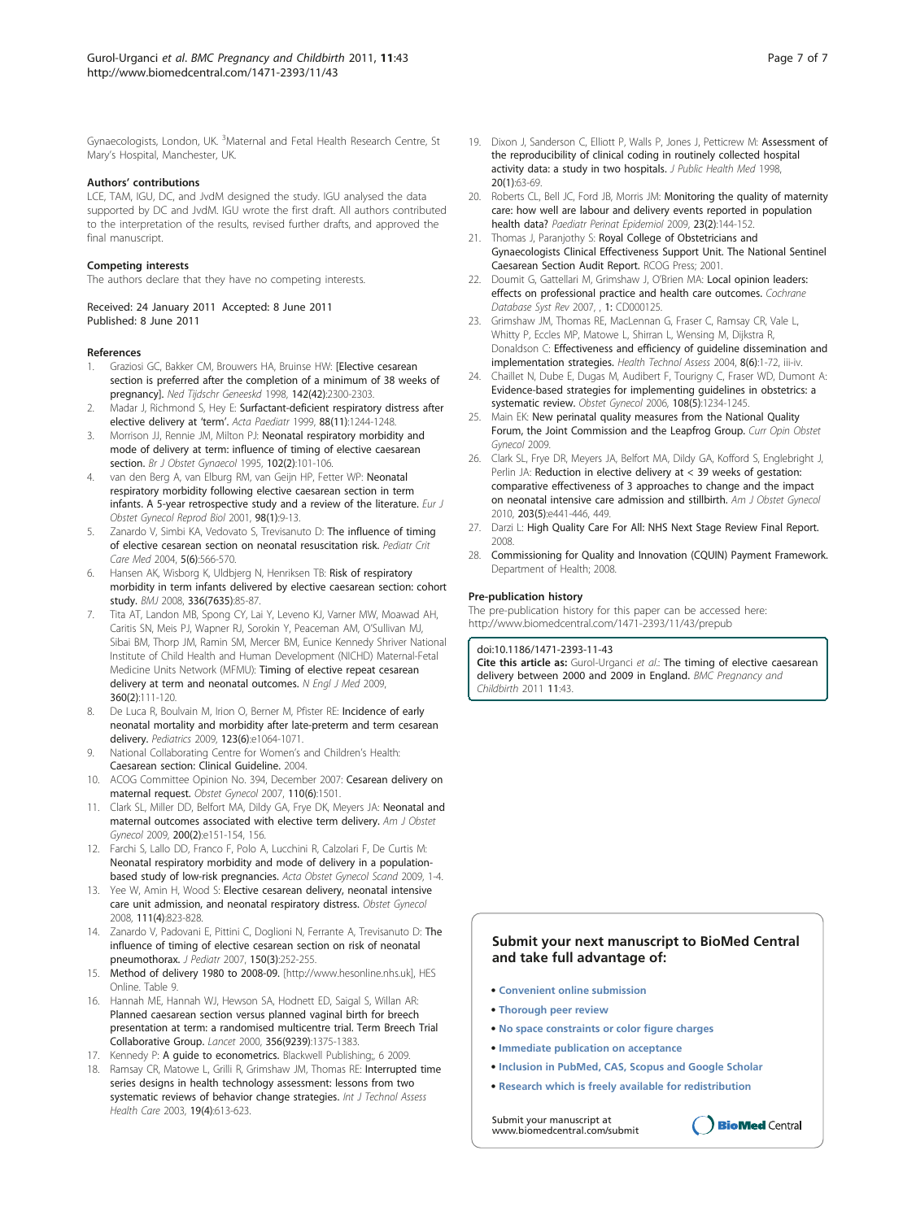Gynaecologists, London, UK. [3]Maternal and Fetal Health Research Centre, St Mary's Hospital, Manchester, UK.

### Authors' contributions

LCE, TAM, IGU, DC, and JvdM designed the study. IGU analysed the data supported by DC and JvdM. IGU wrote the first draft. All authors contributed to the interpretation of the results, revised further drafts, and approved the final manuscript.

### Competing interests

The authors declare that they have no competing interests.

Received: 24 January 2011 Accepted: 8 June 2011
Published: 8 June 2011

### References

1. Graziosi GC, Bakker CM, Brouwers HA, Bruinse HW: **[Elective cesarean section is preferred after the completion of a minimum of 38 weeks of pregnancy].** *Ned Tijdschr Geneeskd* 1998, **142(42)**:2300-2303.
2. Madar J, Richmond S, Hey E: **Surfactant-deficient respiratory distress after elective delivery at 'term'.** *Acta Paediatr* 1999, **88(11)**:1244-1248.
3. Morrison JJ, Rennie JM, Milton PJ: **Neonatal respiratory morbidity and mode of delivery at term: influence of timing of elective caesarean section.** *Br J Obstet Gynaecol* 1995, **102(2)**:101-106.
4. van den Berg A, van Elburg RM, van Geijn HP, Fetter WP: **Neonatal respiratory morbidity following elective caesarean section in term infants. A 5-year retrospective study and a review of the literature.** *Eur J Obstet Gynecol Reprod Biol* 2001, **98(1)**:9-13.
5. Zanardo V, Simbi KA, Vedovato S, Trevisanuto D: **The influence of timing of elective cesarean section on neonatal resuscitation risk.** *Pediatr Crit Care Med* 2004, **5(6)**:566-570.
6. Hansen AK, Wisborg K, Uldbjerg N, Henriksen TB: **Risk of respiratory morbidity in term infants delivered by elective caesarean section: cohort study.** *BMJ* 2008, **336(7635)**:85-87.
7. Tita AT, Landon MB, Spong CY, Lai Y, Leveno KJ, Varner MW, Moawad AH, Caritis SN, Meis PJ, Wapner RJ, Sorokin Y, Peaceman AM, O'Sullivan MJ, Sibai BM, Thorp JM, Ramin SM, Mercer BM, Eunice Kennedy Shriver National Institute of Child Health and Human Development (NICHD) Maternal-Fetal Medicine Units Network (MFMU): **Timing of elective repeat cesarean delivery at term and neonatal outcomes.** *N Engl J Med* 2009, **360(2)**:111-120.
8. De Luca R, Boulvain M, Irion O, Berner M, Pfister RE: **Incidence of early neonatal mortality and morbidity after late-preterm and term cesarean delivery.** *Pediatrics* 2009, **123(6)**:e1064-1071.
9. National Collaborating Centre for Women's and Children's Health: **Caesarean section: Clinical Guideline.** 2004.
10. ACOG Committee Opinion No. 394, December 2007: **Cesarean delivery on maternal request.** *Obstet Gynecol* 2007, **110(6)**:1501.
11. Clark SL, Miller DD, Belfort MA, Dildy GA, Frye DK, Meyers JA: **Neonatal and maternal outcomes associated with elective term delivery.** *Am J Obstet Gynecol* 2009, **200(2)**:e151-154, 156.
12. Farchi S, Lallo DD, Franco F, Polo A, Lucchini R, Calzolari F, De Curtis M: **Neonatal respiratory morbidity and mode of delivery in a population-based study of low-risk pregnancies.** *Acta Obstet Gynecol Scand* 2009, 1-4.
13. Yee W, Amin H, Wood S: **Elective cesarean delivery, neonatal intensive care unit admission, and neonatal respiratory distress.** *Obstet Gynecol* 2008, **111(4)**:823-828.
14. Zanardo V, Padovani E, Pittini C, Doglioni N, Ferrante A, Trevisanuto D: **The influence of timing of elective cesarean section on risk of neonatal pneumothorax.** *J Pediatr* 2007, **150(3)**:252-255.
15. **Method of delivery 1980 to 2008-09.** [http://www.hesonline.nhs.uk], HES Online. Table 9.
16. Hannah ME, Hannah WJ, Hewson SA, Hodnett ED, Saigal S, Willan AR: **Planned caesarean section versus planned vaginal birth for breech presentation at term: a randomised multicentre trial. Term Breech Trial Collaborative Group.** *Lancet* 2000, **356(9239)**:1375-1383.
17. Kennedy P: **A guide to econometrics.** Blackwell Publishing;, 6 2009.
18. Ramsay CR, Matowe L, Grilli R, Grimshaw JM, Thomas RE: **Interrupted time series designs in health technology assessment: lessons from two systematic reviews of behavior change strategies.** *Int J Technol Assess Health Care* 2003, **19(4)**:613-623.
19. Dixon J, Sanderson C, Elliott P, Walls P, Jones J, Petticrew M: **Assessment of the reproducibility of clinical coding in routinely collected hospital activity data: a study in two hospitals.** *J Public Health Med* 1998, **20(1)**:63-69.
20. Roberts CL, Bell JC, Ford JB, Morris JM: **Monitoring the quality of maternity care: how well are labour and delivery events reported in population health data?** *Paediatr Perinat Epidemiol* 2009, **23(2)**:144-152.
21. Thomas J, Paranjothy S: **Royal College of Obstetricians and Gynaecologists Clinical Effectiveness Support Unit. The National Sentinel Caesarean Section Audit Report.** RCOG Press; 2001.
22. Doumit G, Gattellari M, Grimshaw J, O'Brien MA: **Local opinion leaders: effects on professional practice and health care outcomes.** *Cochrane Database Syst Rev* 2007, , **1**: CD000125.
23. Grimshaw JM, Thomas RE, MacLennan G, Fraser C, Ramsay CR, Vale L, Whitty P, Eccles MP, Matowe L, Shirran L, Wensing M, Dijkstra R, Donaldson C: **Effectiveness and efficiency of guideline dissemination and implementation strategies.** *Health Technol Assess* 2004, **8(6)**:1-72, iii-iv.
24. Chaillet N, Dube E, Dugas M, Audibert F, Tourigny C, Fraser WD, Dumont A: **Evidence-based strategies for implementing guidelines in obstetrics: a systematic review.** *Obstet Gynecol* 2006, **108(5)**:1234-1245.
25. Main EK: **New perinatal quality measures from the National Quality Forum, the Joint Commission and the Leapfrog Group.** *Curr Opin Obstet Gynecol* 2009.
26. Clark SL, Frye DR, Meyers JA, Belfort MA, Dildy GA, Kofford S, Englebright J, Perlin JA: **Reduction in elective delivery at < 39 weeks of gestation: comparative effectiveness of 3 approaches to change and the impact on neonatal intensive care admission and stillbirth.** *Am J Obstet Gynecol* 2010, **203(5)**:e441-446, 449.
27. Darzi L: **High Quality Care For All: NHS Next Stage Review Final Report.** 2008.
28. **Commissioning for Quality and Innovation (CQUIN) Payment Framework.** Department of Health; 2008.

### Pre-publication history

The pre-publication history for this paper can be accessed here:
http://www.biomedcentral.com/1471-2393/11/43/prepub

doi:10.1186/1471-2393-11-43
**Cite this article as:** Gurol-Urganci *et al.*: The timing of elective caesarean delivery between 2000 and 2009 in England. *BMC Pregnancy and Childbirth* 2011 **11**:43.

**Submit your next manuscript to BioMed Central and take full advantage of:**

- Convenient online submission
- Thorough peer review
- No space constraints or color figure charges
- Immediate publication on acceptance
- Inclusion in PubMed, CAS, Scopus and Google Scholar
- Research which is freely available for redistribution

Submit your manuscript at
www.biomedcentral.com/submit

BioMed Central